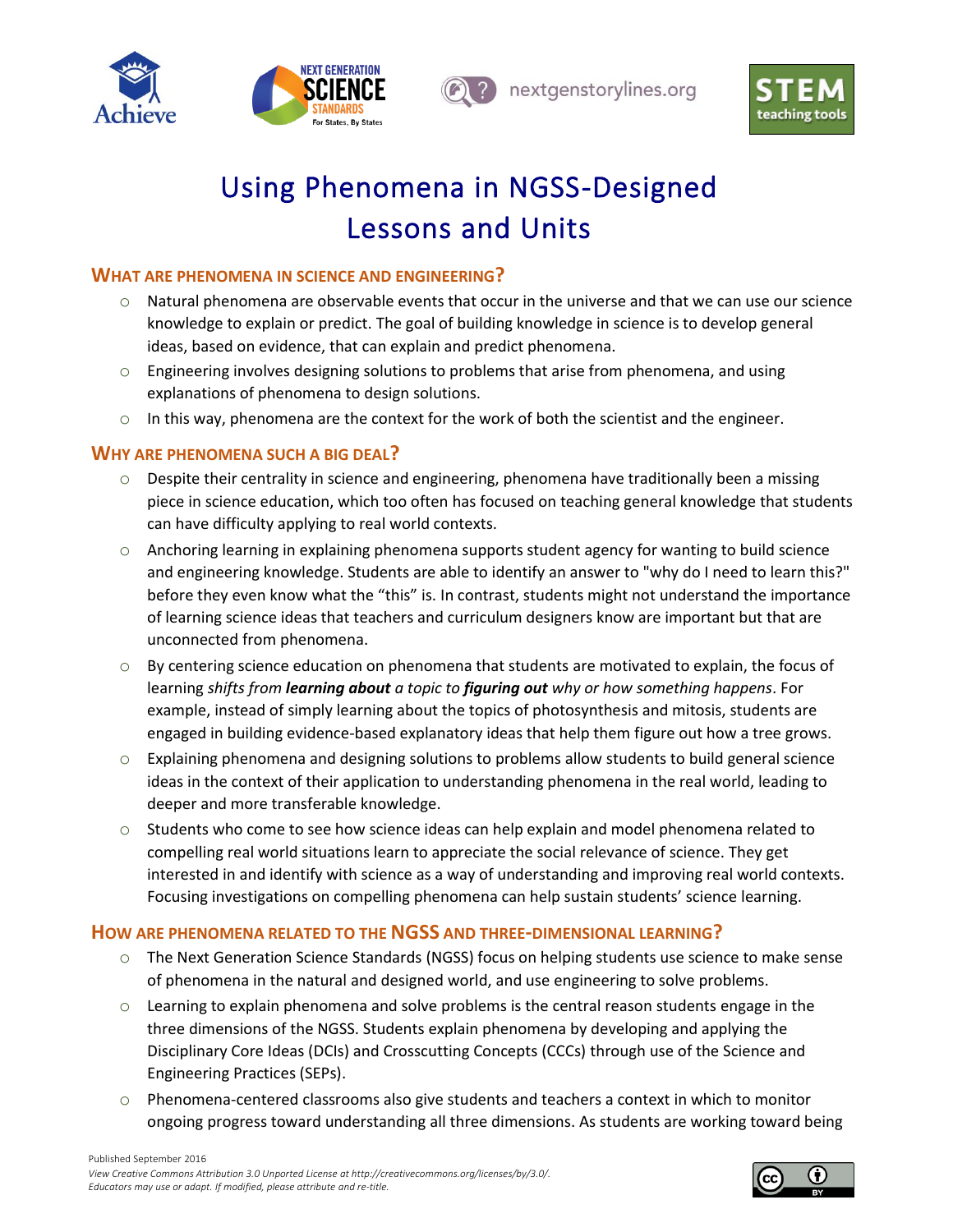# Using Phenomena in NGSS-Designed Lessons and Units

## What are phenomena in science and engineering?

- Natural phenomena are observable events that occur in the universe and that we can use our science knowledge to explain or predict. The goal of building knowledge in science is to develop general ideas, based on evidence, that can explain and predict phenomena.
- Engineering involves designing solutions to problems that arise from phenomena, and using explanations of phenomena to design solutions.
- In this way, phenomena are the context for the work of both the scientist and the engineer.

## Why are phenomena such a big deal?

- Despite their centrality in science and engineering, phenomena have traditionally been a missing piece in science education, which too often has focused on teaching general knowledge that students can have difficulty applying to real world contexts.
- Anchoring learning in explaining phenomena supports student agency for wanting to build science and engineering knowledge. Students are able to identify an answer to "why do I need to learn this?" before they even know what the "this" is. In contrast, students might not understand the importance of learning science ideas that teachers and curriculum designers know are important but that are unconnected from phenomena.
- By centering science education on phenomena that students are motivated to explain, the focus of learning *shifts from **learning about** a topic to **figuring out** why or how something happens*. For example, instead of simply learning about the topics of photosynthesis and mitosis, students are engaged in building evidence-based explanatory ideas that help them figure out how a tree grows.
- Explaining phenomena and designing solutions to problems allow students to build general science ideas in the context of their application to understanding phenomena in the real world, leading to deeper and more transferable knowledge.
- Students who come to see how science ideas can help explain and model phenomena related to compelling real world situations learn to appreciate the social relevance of science. They get interested in and identify with science as a way of understanding and improving real world contexts. Focusing investigations on compelling phenomena can help sustain students' science learning.

## How are phenomena related to the NGSS and three-dimensional learning?

- The Next Generation Science Standards (NGSS) focus on helping students use science to make sense of phenomena in the natural and designed world, and use engineering to solve problems.
- Learning to explain phenomena and solve problems is the central reason students engage in the three dimensions of the NGSS. Students explain phenomena by developing and applying the Disciplinary Core Ideas (DCIs) and Crosscutting Concepts (CCCs) through use of the Science and Engineering Practices (SEPs).
- Phenomena-centered classrooms also give students and teachers a context in which to monitor ongoing progress toward understanding all three dimensions. As students are working toward being

Published September 2016
*View Creative Commons Attribution 3.0 Unported License at http://creativecommons.org/licenses/by/3.0/.*
*Educators may use or adapt. If modified, please attribute and re-title.*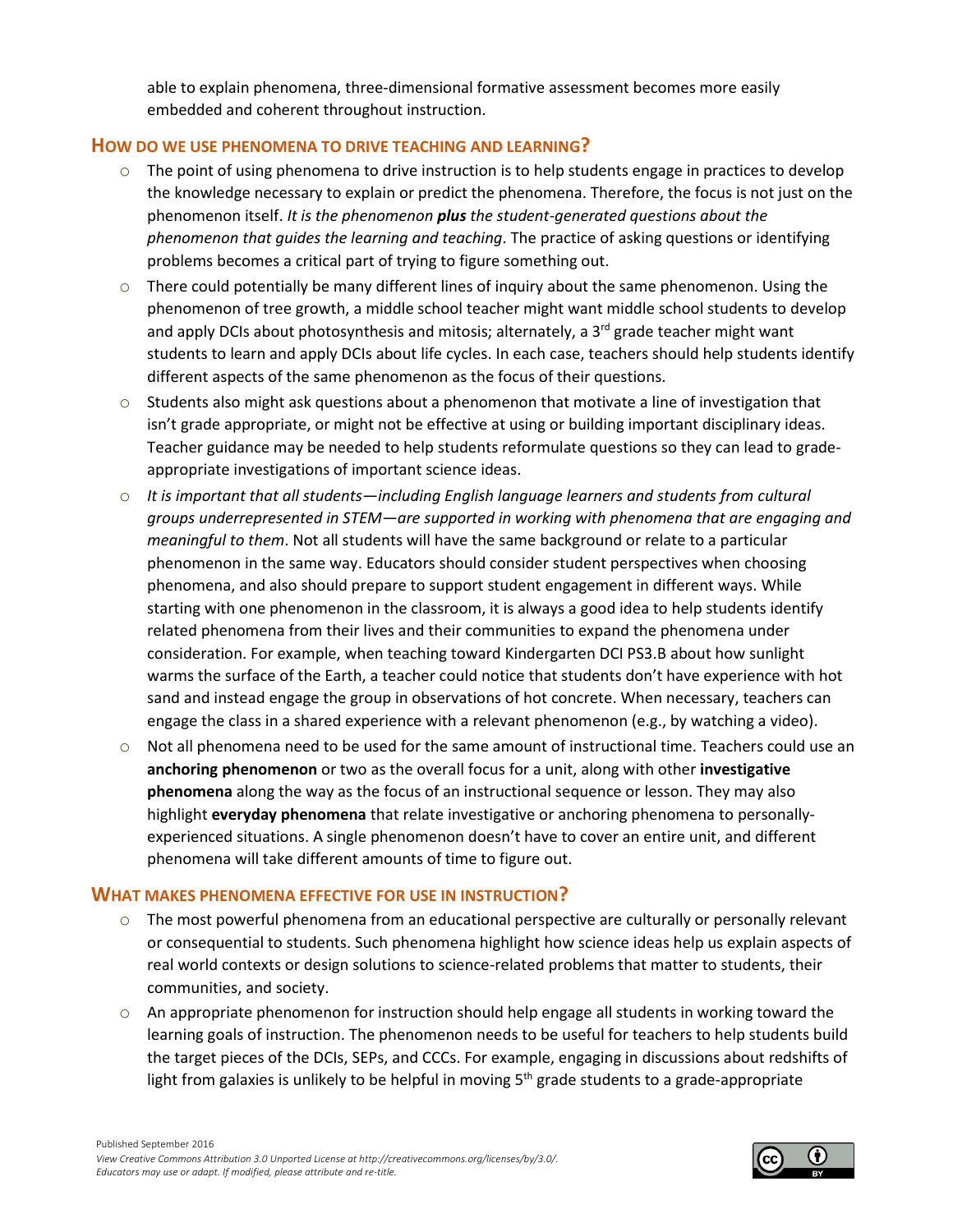able to explain phenomena, three-dimensional formative assessment becomes more easily embedded and coherent throughout instruction.

## HOW DO WE USE PHENOMENA TO DRIVE TEACHING AND LEARNING?

- The point of using phenomena to drive instruction is to help students engage in practices to develop the knowledge necessary to explain or predict the phenomena. Therefore, the focus is not just on the phenomenon itself. *It is the phenomenon **plus** the student-generated questions about the phenomenon that guides the learning and teaching*. The practice of asking questions or identifying problems becomes a critical part of trying to figure something out.
- There could potentially be many different lines of inquiry about the same phenomenon. Using the phenomenon of tree growth, a middle school teacher might want middle school students to develop and apply DCIs about photosynthesis and mitosis; alternately, a 3rd grade teacher might want students to learn and apply DCIs about life cycles. In each case, teachers should help students identify different aspects of the same phenomenon as the focus of their questions.
- Students also might ask questions about a phenomenon that motivate a line of investigation that isn't grade appropriate, or might not be effective at using or building important disciplinary ideas. Teacher guidance may be needed to help students reformulate questions so they can lead to grade-appropriate investigations of important science ideas.
- *It is important that all students—including English language learners and students from cultural groups underrepresented in STEM—are supported in working with phenomena that are engaging and meaningful to them*. Not all students will have the same background or relate to a particular phenomenon in the same way. Educators should consider student perspectives when choosing phenomena, and also should prepare to support student engagement in different ways. While starting with one phenomenon in the classroom, it is always a good idea to help students identify related phenomena from their lives and their communities to expand the phenomena under consideration. For example, when teaching toward Kindergarten DCI PS3.B about how sunlight warms the surface of the Earth, a teacher could notice that students don't have experience with hot sand and instead engage the group in observations of hot concrete. When necessary, teachers can engage the class in a shared experience with a relevant phenomenon (e.g., by watching a video).
- Not all phenomena need to be used for the same amount of instructional time. Teachers could use an **anchoring phenomenon** or two as the overall focus for a unit, along with other **investigative phenomena** along the way as the focus of an instructional sequence or lesson. They may also highlight **everyday phenomena** that relate investigative or anchoring phenomena to personally-experienced situations. A single phenomenon doesn't have to cover an entire unit, and different phenomena will take different amounts of time to figure out.

## WHAT MAKES PHENOMENA EFFECTIVE FOR USE IN INSTRUCTION?

- The most powerful phenomena from an educational perspective are culturally or personally relevant or consequential to students. Such phenomena highlight how science ideas help us explain aspects of real world contexts or design solutions to science-related problems that matter to students, their communities, and society.
- An appropriate phenomenon for instruction should help engage all students in working toward the learning goals of instruction. The phenomenon needs to be useful for teachers to help students build the target pieces of the DCIs, SEPs, and CCCs. For example, engaging in discussions about redshifts of light from galaxies is unlikely to be helpful in moving 5th grade students to a grade-appropriate

Published September 2016
*View Creative Commons Attribution 3.0 Unported License at http://creativecommons.org/licenses/by/3.0/. Educators may use or adapt. If modified, please attribute and re-title.*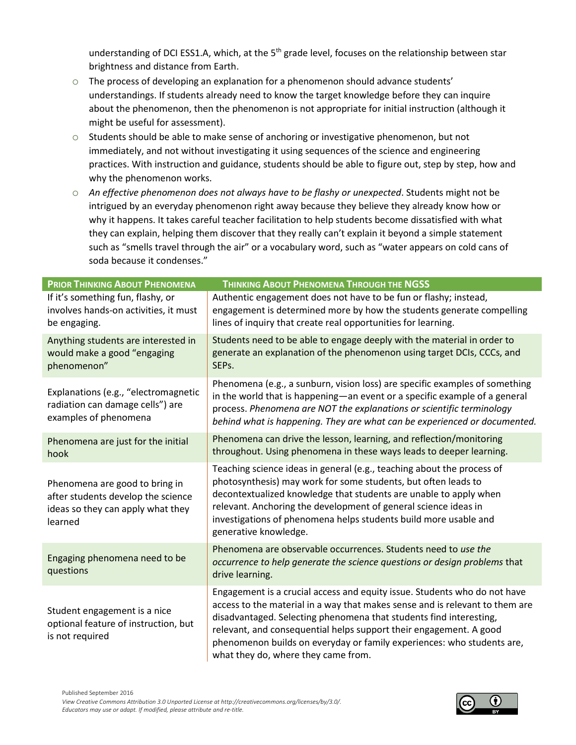understanding of DCI ESS1.A, which, at the 5th grade level, focuses on the relationship between star brightness and distance from Earth.

- The process of developing an explanation for a phenomenon should advance students' understandings. If students already need to know the target knowledge before they can inquire about the phenomenon, then the phenomenon is not appropriate for initial instruction (although it might be useful for assessment).
- Students should be able to make sense of anchoring or investigative phenomenon, but not immediately, and not without investigating it using sequences of the science and engineering practices. With instruction and guidance, students should be able to figure out, step by step, how and why the phenomenon works.
- *An effective phenomenon does not always have to be flashy or unexpected*. Students might not be intrigued by an everyday phenomenon right away because they believe they already know how or why it happens. It takes careful teacher facilitation to help students become dissatisfied with what they can explain, helping them discover that they really can't explain it beyond a simple statement such as "smells travel through the air" or a vocabulary word, such as "water appears on cold cans of soda because it condenses."

| **Prior Thinking About Phenomena** | **Thinking About Phenomena Through the NGSS** |
|---|---|
| If it's something fun, flashy, or involves hands-on activities, it must be engaging. | Authentic engagement does not have to be fun or flashy; instead, engagement is determined more by how the students generate compelling lines of inquiry that create real opportunities for learning. |
| Anything students are interested in would make a good "engaging phenomenon" | Students need to be able to engage deeply with the material in order to generate an explanation of the phenomenon using target DCIs, CCCs, and SEPs. |
| Explanations (e.g., "electromagnetic radiation can damage cells") are examples of phenomena | Phenomena (e.g., a sunburn, vision loss) are specific examples of something in the world that is happening—an event or a specific example of a general process. *Phenomena are NOT the explanations or scientific terminology behind what is happening. They are what can be experienced or documented.* |
| Phenomena are just for the initial hook | Phenomena can drive the lesson, learning, and reflection/monitoring throughout. Using phenomena in these ways leads to deeper learning. |
| Phenomena are good to bring in after students develop the science ideas so they can apply what they learned | Teaching science ideas in general (e.g., teaching about the process of photosynthesis) may work for some students, but often leads to decontextualized knowledge that students are unable to apply when relevant. Anchoring the development of general science ideas in investigations of phenomena helps students build more usable and generative knowledge. |
| Engaging phenomena need to be questions | Phenomena are observable occurrences. Students need to *use the occurrence to help generate the science questions or design problems* that drive learning. |
| Student engagement is a nice optional feature of instruction, but is not required | Engagement is a crucial access and equity issue. Students who do not have access to the material in a way that makes sense and is relevant to them are disadvantaged. Selecting phenomena that students find interesting, relevant, and consequential helps support their engagement. A good phenomenon builds on everyday or family experiences: who students are, what they do, where they came from. |

Published September 2016
*View Creative Commons Attribution 3.0 Unported License at http://creativecommons.org/licenses/by/3.0/. Educators may use or adapt. If modified, please attribute and re-title.*